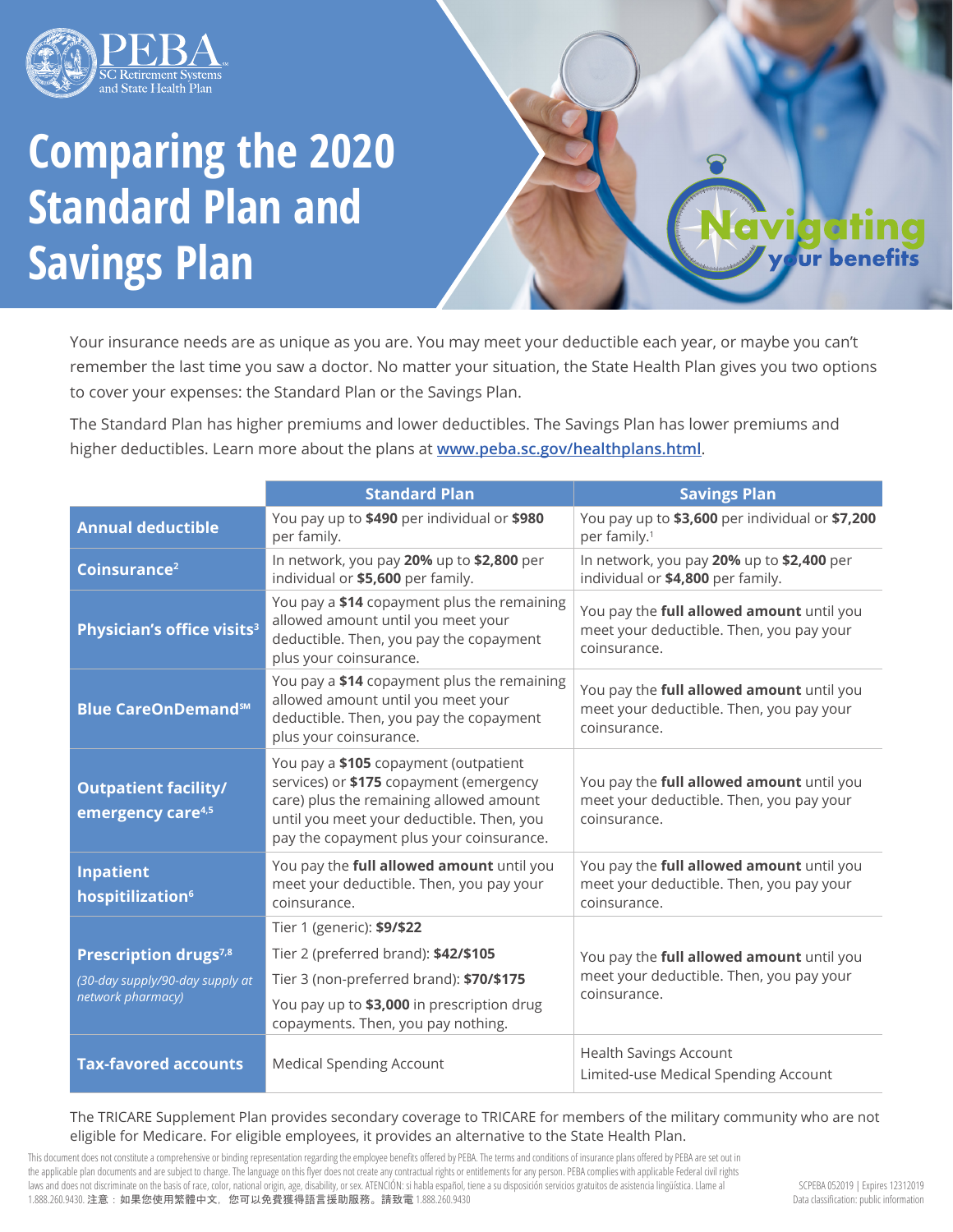PEBA
SC Retirement Systems and State Health Plan

# Comparing the 2020 Standard Plan and Savings Plan

Navigating your benefits

Your insurance needs are as unique as you are. You may meet your deductible each year, or maybe you can't remember the last time you saw a doctor. No matter your situation, the State Health Plan gives you two options to cover your expenses: the Standard Plan or the Savings Plan.

The Standard Plan has higher premiums and lower deductibles. The Savings Plan has lower premiums and higher deductibles. Learn more about the plans at [www.peba.sc.gov/healthplans.html](www.peba.sc.gov/healthplans.html).

| | Standard Plan | Savings Plan |
|---|---|---|
| **Annual deductible** | You pay up to **$490** per individual or **$980** per family. | You pay up to **$3,600** per individual or **$7,200** per family.[1] |
| **Coinsurance[2]** | In network, you pay **20%** up to **$2,800** per individual or **$5,600** per family. | In network, you pay **20%** up to **$2,400** per individual or **$4,800** per family. |
| **Physician's office visits[3]** | You pay a **$14** copayment plus the remaining allowed amount until you meet your deductible. Then, you pay the copayment plus your coinsurance. | You pay the **full allowed amount** until you meet your deductible. Then, you pay your coinsurance. |
| **Blue CareOnDemand℠** | You pay a **$14** copayment plus the remaining allowed amount until you meet your deductible. Then, you pay the copayment plus your coinsurance. | You pay the **full allowed amount** until you meet your deductible. Then, you pay your coinsurance. |
| **Outpatient facility/ emergency care[4,5]** | You pay a **$105** copayment (outpatient services) or **$175** copayment (emergency care) plus the remaining allowed amount until you meet your deductible. Then, you pay the copayment plus your coinsurance. | You pay the **full allowed amount** until you meet your deductible. Then, you pay your coinsurance. |
| **Inpatient hospitilization[6]** | You pay the **full allowed amount** until you meet your deductible. Then, you pay your coinsurance. | You pay the **full allowed amount** until you meet your deductible. Then, you pay your coinsurance. |
| **Prescription drugs[7,8]** *(30-day supply/90-day supply at network pharmacy)* | Tier 1 (generic): **$9/$22**<br>Tier 2 (preferred brand): **$42/$105**<br>Tier 3 (non-preferred brand): **$70/$175**<br>You pay up to **$3,000** in prescription drug copayments. Then, you pay nothing. | You pay the **full allowed amount** until you meet your deductible. Then, you pay your coinsurance. |
| **Tax-favored accounts** | Medical Spending Account | Health Savings Account<br>Limited-use Medical Spending Account |

The TRICARE Supplement Plan provides secondary coverage to TRICARE for members of the military community who are not eligible for Medicare. For eligible employees, it provides an alternative to the State Health Plan.

This document does not constitute a comprehensive or binding representation regarding the employee benefits offered by PEBA. The terms and conditions of insurance plans offered by PEBA are set out in the applicable plan documents and are subject to change. The language on this flyer does not create any contractual rights or entitlements for any person. PEBA complies with applicable Federal civil rights laws and does not discriminate on the basis of race, color, national origin, age, disability, or sex. ATENCIÓN: si habla español, tiene a su disposición servicios gratuitos de asistencia lingüística. Llame al 1.888.260.9430. 注意：如果您使用繁體中文，您可以免費獲得語言援助服務。請致電 1.888.260.9430

SCPEBA 052019 | Expires 12312019
Data classification: public information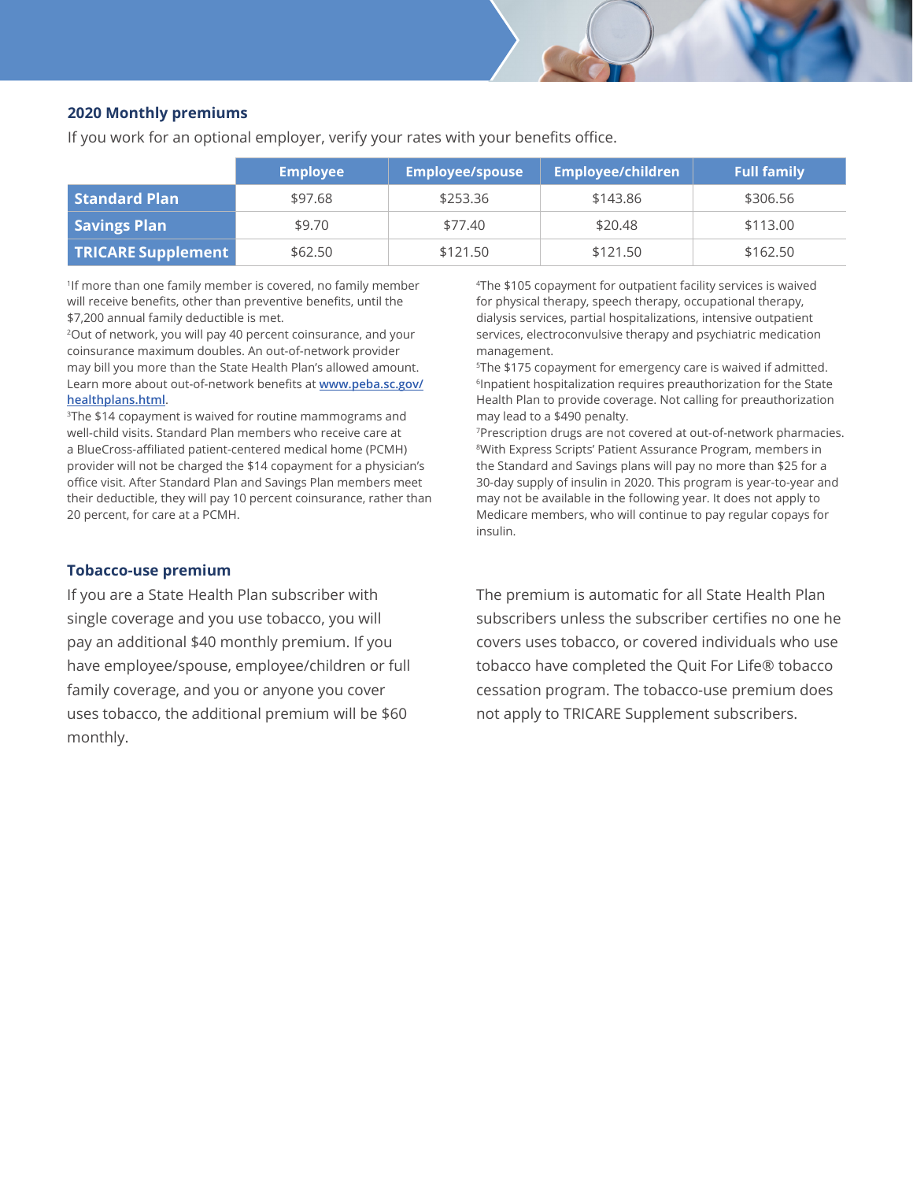## 2020 Monthly premiums

If you work for an optional employer, verify your rates with your benefits office.

| | Employee | Employee/spouse | Employee/children | Full family |
|---|---|---|---|---|
| **Standard Plan** | $97.68 | $253.36 | $143.86 | $306.56 |
| **Savings Plan** | $9.70 | $77.40 | $20.48 | $113.00 |
| **TRICARE Supplement** | $62.50 | $121.50 | $121.50 | $162.50 |

[1]If more than one family member is covered, no family member will receive benefits, other than preventive benefits, until the $7,200 annual family deductible is met.

[2]Out of network, you will pay 40 percent coinsurance, and your coinsurance maximum doubles. An out-of-network provider may bill you more than the State Health Plan's allowed amount. Learn more about out-of-network benefits at [www.peba.sc.gov/healthplans.html](www.peba.sc.gov/healthplans.html).

[3]The $14 copayment is waived for routine mammograms and well-child visits. Standard Plan members who receive care at a BlueCross-affiliated patient-centered medical home (PCMH) provider will not be charged the $14 copayment for a physician's office visit. After Standard Plan and Savings Plan members meet their deductible, they will pay 10 percent coinsurance, rather than 20 percent, for care at a PCMH.

[4]The $105 copayment for outpatient facility services is waived for physical therapy, speech therapy, occupational therapy, dialysis services, partial hospitalizations, intensive outpatient services, electroconvulsive therapy and psychiatric medication management.

[5]The $175 copayment for emergency care is waived if admitted.

[6]Inpatient hospitalization requires preauthorization for the State Health Plan to provide coverage. Not calling for preauthorization may lead to a $490 penalty.

[7]Prescription drugs are not covered at out-of-network pharmacies.

[8]With Express Scripts' Patient Assurance Program, members in the Standard and Savings plans will pay no more than $25 for a 30-day supply of insulin in 2020. This program is year-to-year and may not be available in the following year. It does not apply to Medicare members, who will continue to pay regular copays for insulin.

## Tobacco-use premium

If you are a State Health Plan subscriber with single coverage and you use tobacco, you will pay an additional $40 monthly premium. If you have employee/spouse, employee/children or full family coverage, and you or anyone you cover uses tobacco, the additional premium will be $60 monthly.

The premium is automatic for all State Health Plan subscribers unless the subscriber certifies no one he covers uses tobacco, or covered individuals who use tobacco have completed the Quit For Life® tobacco cessation program. The tobacco-use premium does not apply to TRICARE Supplement subscribers.